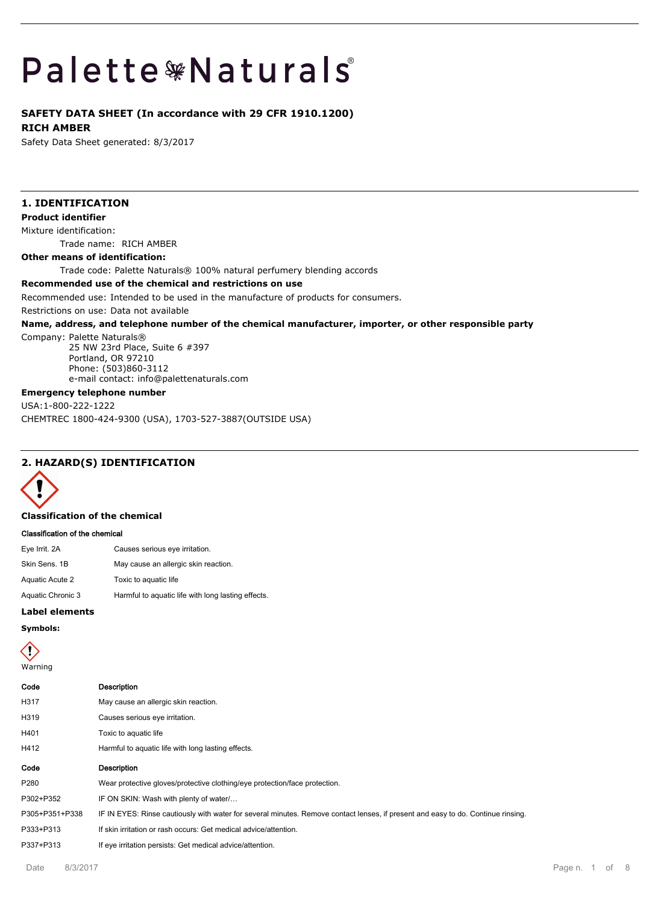# Palette Naturals®

**SAFETY DATA SHEET (In accordance with 29 CFR 1910.1200)**

**RICH AMBER**

Safety Data Sheet generated: 8/3/2017

## 1. IDENTIFICATION

**Product identifier**

Mixture identification:

Trade name: RICH AMBER

**Other means of identification:**

Trade code: Palette Naturals® 100% natural perfumery blending accords

**Recommended use of the chemical and restrictions on use**

Recommended use: Intended to be used in the manufacture of products for consumers.

Restrictions on use: Data not available

**Name, address, and telephone number of the chemical manufacturer, importer, or other responsible party**

Company: Palette Naturals®
25 NW 23rd Place, Suite 6 #397
Portland, OR 97210
Phone: (503)860-3112
e-mail contact: info@palettenaturals.com

**Emergency telephone number**

USA:1-800-222-1222

CHEMTREC 1800-424-9300 (USA), 1703-527-3887(OUTSIDE USA)

## 2. HAZARD(S) IDENTIFICATION

**Classification of the chemical**

**Classification of the chemical**

| | |
|---|---|
| Eye Irrit. 2A | Causes serious eye irritation. |
| Skin Sens. 1B | May cause an allergic skin reaction. |
| Aquatic Acute 2 | Toxic to aquatic life |
| Aquatic Chronic 3 | Harmful to aquatic life with long lasting effects. |

**Label elements**

**Symbols:**

Warning

| Code | Description |
|---|---|
| H317 | May cause an allergic skin reaction. |
| H319 | Causes serious eye irritation. |
| H401 | Toxic to aquatic life |
| H412 | Harmful to aquatic life with long lasting effects. |

| Code | Description |
|---|---|
| P280 | Wear protective gloves/protective clothing/eye protection/face protection. |
| P302+P352 | IF ON SKIN: Wash with plenty of water/… |
| P305+P351+P338 | IF IN EYES: Rinse cautiously with water for several minutes. Remove contact lenses, if present and easy to do. Continue rinsing. |
| P333+P313 | If skin irritation or rash occurs: Get medical advice/attention. |
| P337+P313 | If eye irritation persists: Get medical advice/attention. |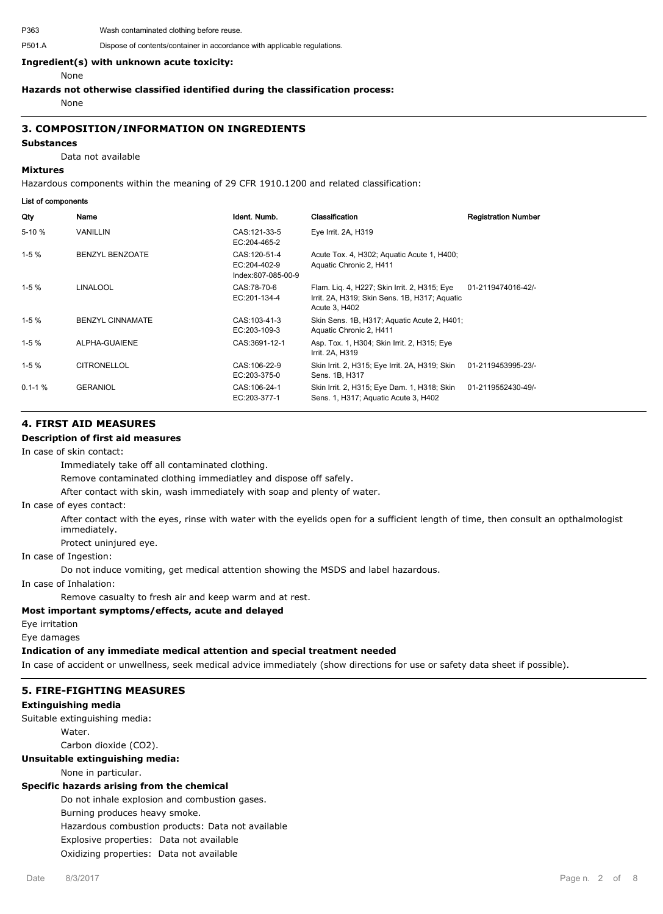P363 Wash contaminated clothing before reuse.

P501.A Dispose of contents/container in accordance with applicable regulations.

**Ingredient(s) with unknown acute toxicity:**

None

**Hazards not otherwise classified identified during the classification process:**

None

## 3. COMPOSITION/INFORMATION ON INGREDIENTS

**Substances**

Data not available

**Mixtures**

Hazardous components within the meaning of 29 CFR 1910.1200 and related classification:

**List of components**

| Qty | Name | Ident. Numb. | Classification | Registration Number |
|---|---|---|---|---|
| 5-10 % | VANILLIN | CAS:121-33-5 EC:204-465-2 | Eye Irrit. 2A, H319 | |
| 1-5 % | BENZYL BENZOATE | CAS:120-51-4 EC:204-402-9 Index:607-085-00-9 | Acute Tox. 4, H302; Aquatic Acute 1, H400; Aquatic Chronic 2, H411 | |
| 1-5 % | LINALOOL | CAS:78-70-6 EC:201-134-4 | Flam. Liq. 4, H227; Skin Irrit. 2, H315; Eye Irrit. 2A, H319; Skin Sens. 1B, H317; Aquatic Acute 3, H402 | 01-2119474016-42/- |
| 1-5 % | BENZYL CINNAMATE | CAS:103-41-3 EC:203-109-3 | Skin Sens. 1B, H317; Aquatic Acute 2, H401; Aquatic Chronic 2, H411 | |
| 1-5 % | ALPHA-GUAIENE | CAS:3691-12-1 | Asp. Tox. 1, H304; Skin Irrit. 2, H315; Eye Irrit. 2A, H319 | |
| 1-5 % | CITRONELLOL | CAS:106-22-9 EC:203-375-0 | Skin Irrit. 2, H315; Eye Irrit. 2A, H319; Skin Sens. 1B, H317 | 01-2119453995-23/- |
| 0.1-1 % | GERANIOL | CAS:106-24-1 EC:203-377-1 | Skin Irrit. 2, H315; Eye Dam. 1, H318; Skin Sens. 1, H317; Aquatic Acute 3, H402 | 01-2119552430-49/- |

## 4. FIRST AID MEASURES

**Description of first aid measures**

In case of skin contact:

Immediately take off all contaminated clothing.

Remove contaminated clothing immediatley and dispose off safely.

After contact with skin, wash immediately with soap and plenty of water.

In case of eyes contact:

After contact with the eyes, rinse with water with the eyelids open for a sufficient length of time, then consult an opthalmologist immediately.

Protect uninjured eye.

In case of Ingestion:

Do not induce vomiting, get medical attention showing the MSDS and label hazardous.

In case of Inhalation:

Remove casualty to fresh air and keep warm and at rest.

**Most important symptoms/effects, acute and delayed**

Eye irritation

Eye damages

**Indication of any immediate medical attention and special treatment needed**

In case of accident or unwellness, seek medical advice immediately (show directions for use or safety data sheet if possible).

## 5. FIRE-FIGHTING MEASURES

**Extinguishing media**

Suitable extinguishing media:

Water.

Carbon dioxide ($CO_2$).

**Unsuitable extinguishing media:**

None in particular.

**Specific hazards arising from the chemical**

Do not inhale explosion and combustion gases.

Burning produces heavy smoke.

Hazardous combustion products: Data not available

Explosive properties: Data not available

Oxidizing properties: Data not available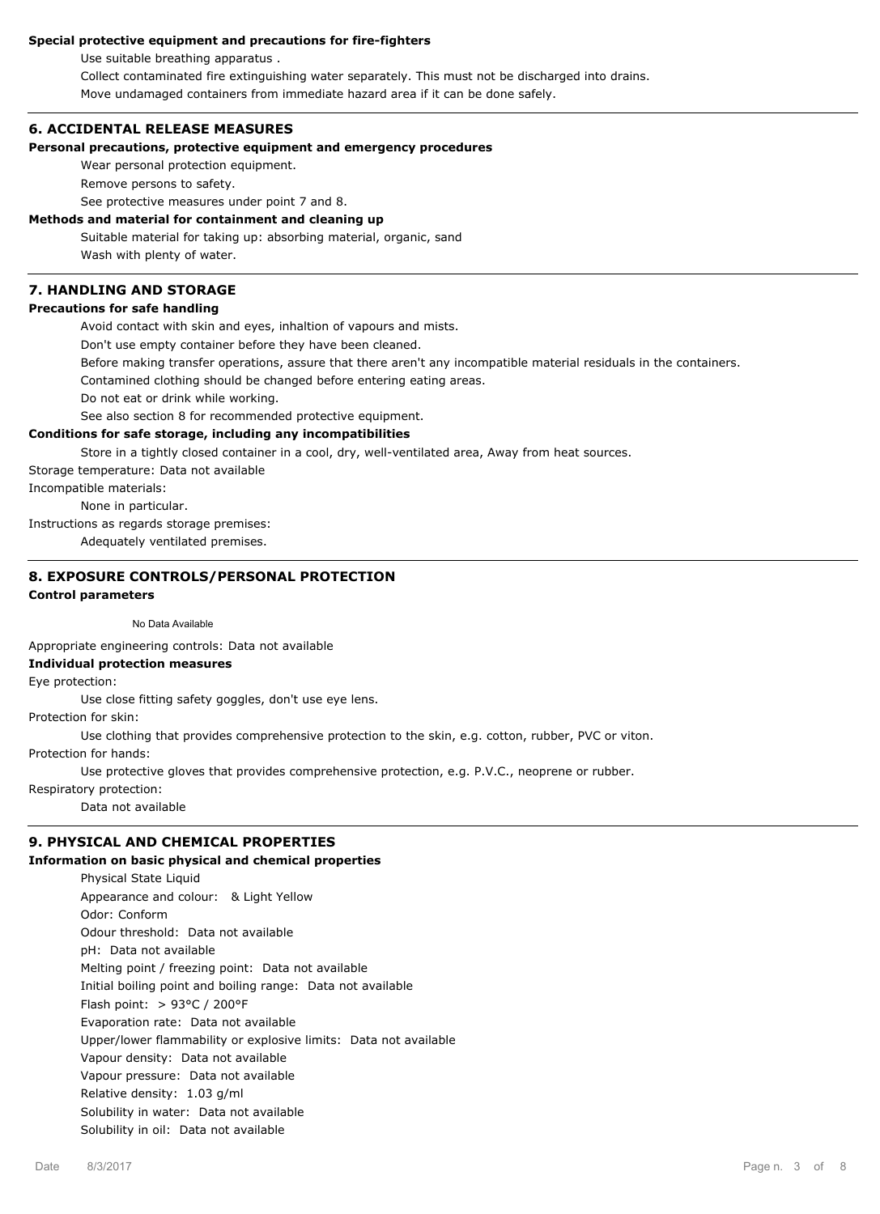**Special protective equipment and precautions for fire-fighters**

Use suitable breathing apparatus .

Collect contaminated fire extinguishing water separately. This must not be discharged into drains.

Move undamaged containers from immediate hazard area if it can be done safely.

## 6. ACCIDENTAL RELEASE MEASURES

**Personal precautions, protective equipment and emergency procedures**

Wear personal protection equipment.

Remove persons to safety.

See protective measures under point 7 and 8.

**Methods and material for containment and cleaning up**

Suitable material for taking up: absorbing material, organic, sand

Wash with plenty of water.

## 7. HANDLING AND STORAGE

**Precautions for safe handling**

Avoid contact with skin and eyes, inhaltion of vapours and mists.

Don't use empty container before they have been cleaned.

Before making transfer operations, assure that there aren't any incompatible material residuals in the containers.

Contamined clothing should be changed before entering eating areas.

Do not eat or drink while working.

See also section 8 for recommended protective equipment.

**Conditions for safe storage, including any incompatibilities**

Store in a tightly closed container in a cool, dry, well-ventilated area, Away from heat sources.

Storage temperature: Data not available

Incompatible materials:

None in particular.

Instructions as regards storage premises:

Adequately ventilated premises.

## 8. EXPOSURE CONTROLS/PERSONAL PROTECTION

**Control parameters**

No Data Available

Appropriate engineering controls: Data not available

**Individual protection measures**

Eye protection:

Use close fitting safety goggles, don't use eye lens.

Protection for skin:

Use clothing that provides comprehensive protection to the skin, e.g. cotton, rubber, PVC or viton.

Protection for hands:

Use protective gloves that provides comprehensive protection, e.g. P.V.C., neoprene or rubber.

Respiratory protection:

Data not available

## 9. PHYSICAL AND CHEMICAL PROPERTIES

**Information on basic physical and chemical properties**

Physical State Liquid

Appearance and colour: & Light Yellow

Odor: Conform

Odour threshold: Data not available

pH: Data not available

Melting point / freezing point: Data not available

Initial boiling point and boiling range: Data not available

Flash point: > 93°C / 200°F

Evaporation rate: Data not available

Upper/lower flammability or explosive limits: Data not available

Vapour density: Data not available

Vapour pressure: Data not available

Relative density: 1.03 g/ml

Solubility in water: Data not available

Solubility in oil: Data not available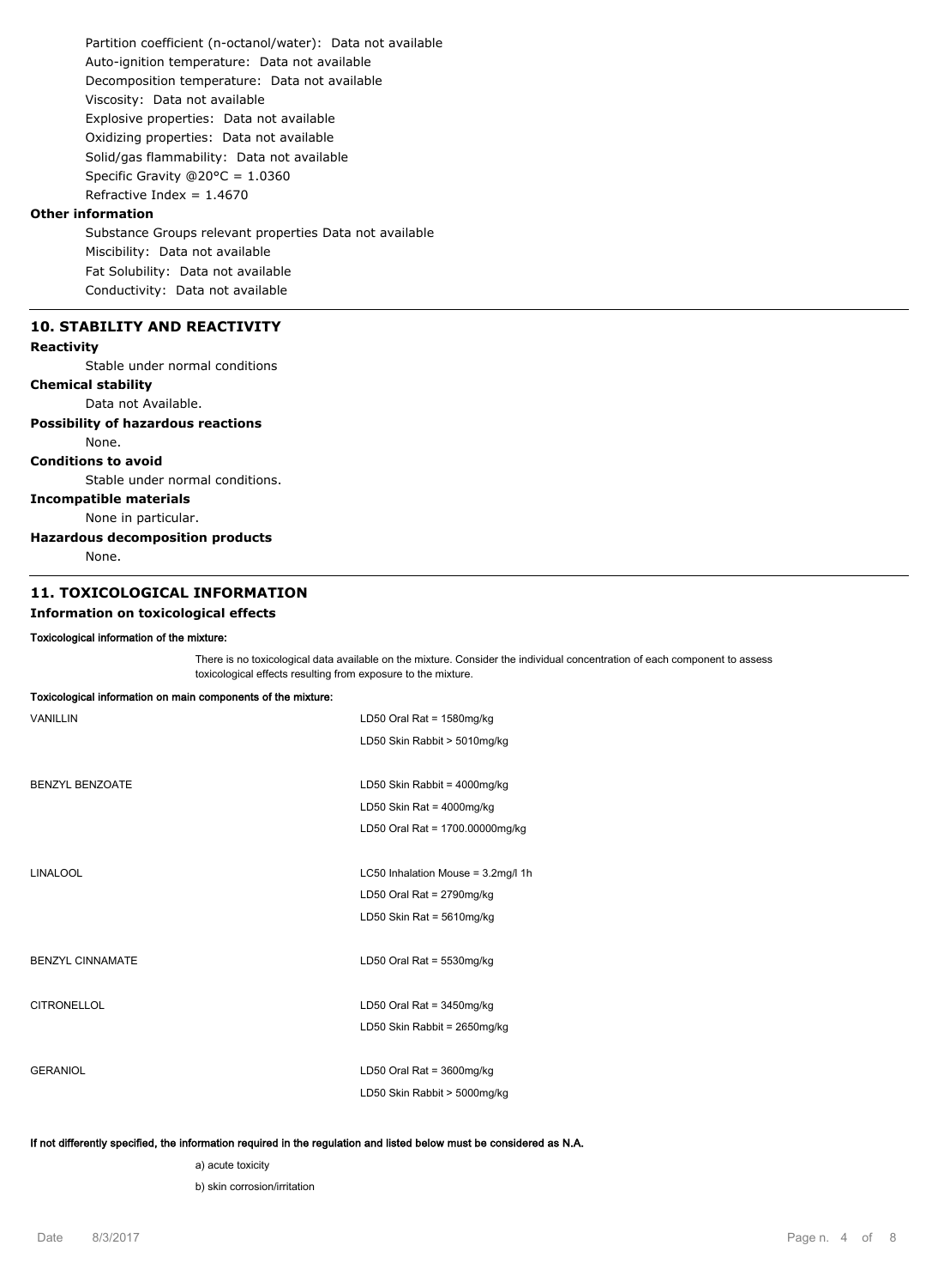Partition coefficient (n-octanol/water): Data not available

Auto-ignition temperature: Data not available

Decomposition temperature: Data not available

Viscosity: Data not available

Explosive properties: Data not available

Oxidizing properties: Data not available

Solid/gas flammability: Data not available

Specific Gravity @20°C = 1.0360

Refractive Index = 1.4670

**Other information**

Substance Groups relevant properties Data not available

Miscibility: Data not available

Fat Solubility: Data not available

Conductivity: Data not available

## 10. STABILITY AND REACTIVITY

**Reactivity**

Stable under normal conditions

**Chemical stability**

Data not Available.

**Possibility of hazardous reactions**

None.

**Conditions to avoid**

Stable under normal conditions.

**Incompatible materials**

None in particular.

**Hazardous decomposition products**

None.

## 11. TOXICOLOGICAL INFORMATION

**Information on toxicological effects**

**Toxicological information of the mixture:**

There is no toxicological data available on the mixture. Consider the individual concentration of each component to assess toxicological effects resulting from exposure to the mixture.

**Toxicological information on main components of the mixture:**

| Component | Data |
|---|---|
| VANILLIN | LD50 Oral Rat = 1580mg/kg |
| | LD50 Skin Rabbit > 5010mg/kg |
| BENZYL BENZOATE | LD50 Skin Rabbit = 4000mg/kg |
| | LD50 Skin Rat = 4000mg/kg |
| | LD50 Oral Rat = 1700.00000mg/kg |
| LINALOOL | LC50 Inhalation Mouse = 3.2mg/l 1h |
| | LD50 Oral Rat = 2790mg/kg |
| | LD50 Skin Rat = 5610mg/kg |
| BENZYL CINNAMATE | LD50 Oral Rat = 5530mg/kg |
| CITRONELLOL | LD50 Oral Rat = 3450mg/kg |
| | LD50 Skin Rabbit = 2650mg/kg |
| GERANIOL | LD50 Oral Rat = 3600mg/kg |
| | LD50 Skin Rabbit > 5000mg/kg |

**If not differently specified, the information required in the regulation and listed below must be considered as N.A.**

a) acute toxicity

b) skin corrosion/irritation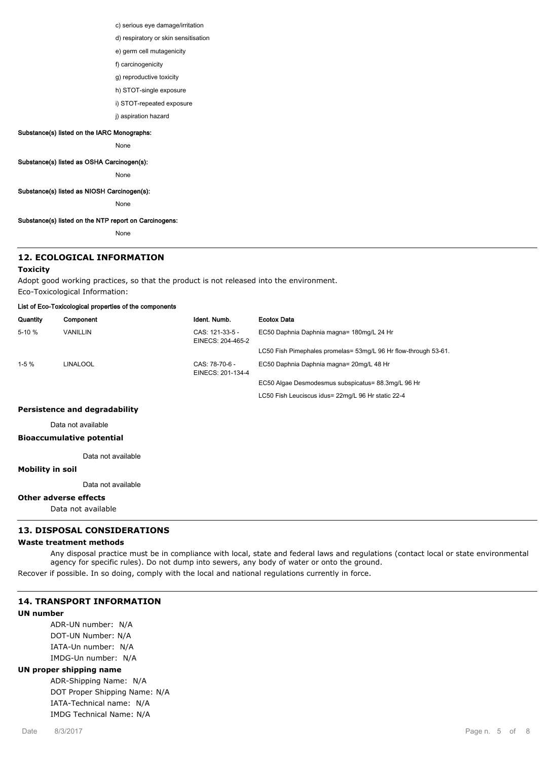c) serious eye damage/irritation

d) respiratory or skin sensitisation

e) germ cell mutagenicity

f) carcinogenicity

g) reproductive toxicity

h) STOT-single exposure

i) STOT-repeated exposure

j) aspiration hazard

**Substance(s) listed on the IARC Monographs:**

None

**Substance(s) listed as OSHA Carcinogen(s):**

None

**Substance(s) listed as NIOSH Carcinogen(s):**

None

**Substance(s) listed on the NTP report on Carcinogens:**

None

## 12. ECOLOGICAL INFORMATION

### Toxicity

Adopt good working practices, so that the product is not released into the environment.
Eco-Toxicological Information:

**List of Eco-Toxicological properties of the components**

| Quantity | Component | Ident. Numb. | Ecotox Data |
|---|---|---|---|
| 5-10 % | VANILLIN | CAS: 121-33-5 - EINECS: 204-465-2 | EC50 Daphnia Daphnia magna= 180mg/L 24 Hr |
| | | | LC50 Fish Pimephales promelas= 53mg/L 96 Hr flow-through 53-61. |
| 1-5 % | LINALOOL | CAS: 78-70-6 - EINECS: 201-134-4 | EC50 Daphnia Daphnia magna= 20mg/L 48 Hr |
| | | | EC50 Algae Desmodesmus subspicatus= 88.3mg/L 96 Hr |
| | | | LC50 Fish Leuciscus idus= 22mg/L 96 Hr static 22-4 |

### Persistence and degradability

Data not available

### Bioaccumulative potential

Data not available

### Mobility in soil

Data not available

### Other adverse effects

Data not available

## 13. DISPOSAL CONSIDERATIONS

### Waste treatment methods

Any disposal practice must be in compliance with local, state and federal laws and regulations (contact local or state environmental agency for specific rules). Do not dump into sewers, any body of water or onto the ground.

Recover if possible. In so doing, comply with the local and national regulations currently in force.

## 14. TRANSPORT INFORMATION

### UN number

ADR-UN number: N/A
DOT-UN Number: N/A
IATA-Un number: N/A
IMDG-Un number: N/A

### UN proper shipping name

ADR-Shipping Name: N/A
DOT Proper Shipping Name: N/A
IATA-Technical name: N/A
IMDG Technical Name: N/A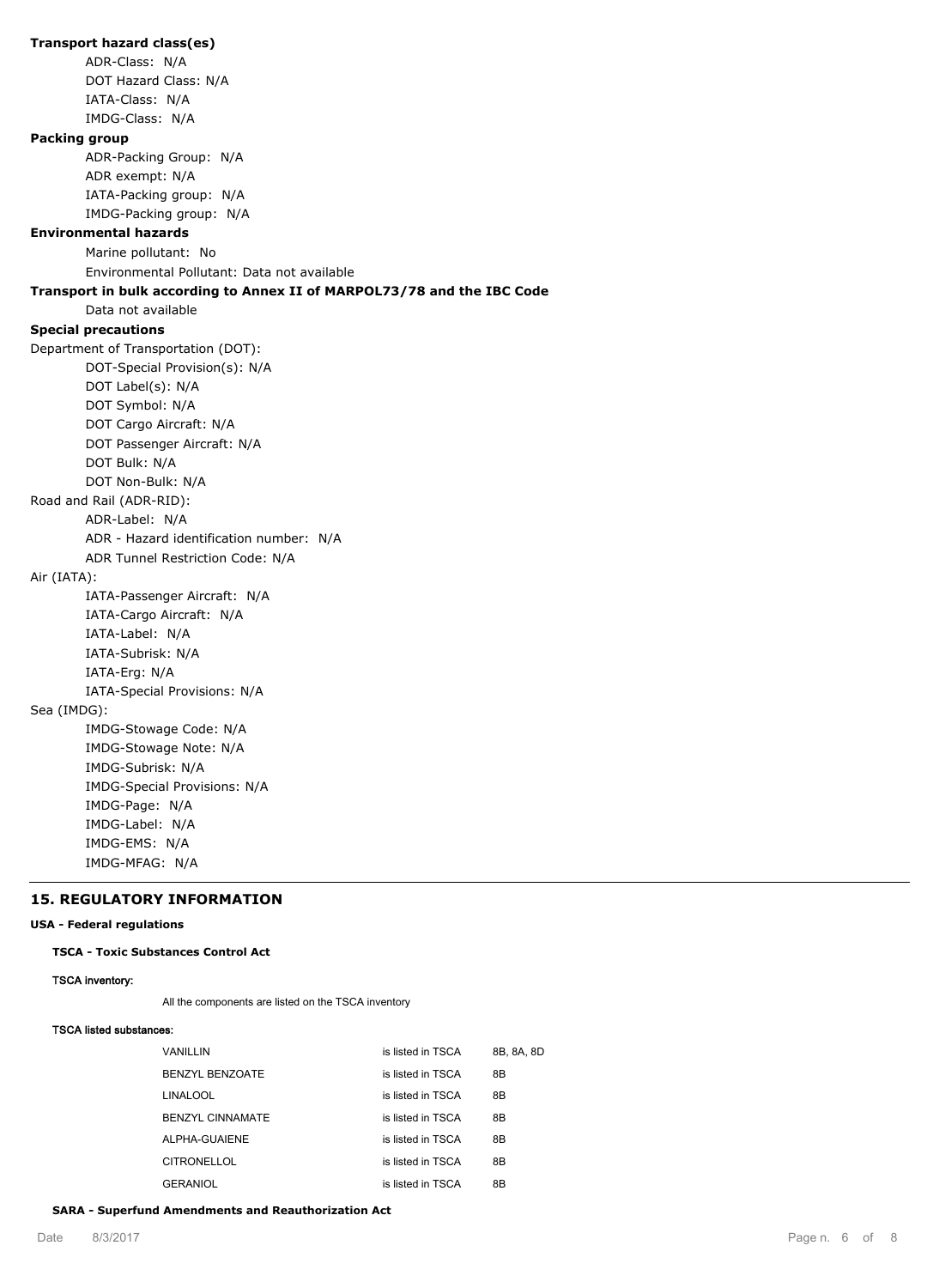**Transport hazard class(es)**

ADR-Class: N/A
DOT Hazard Class: N/A
IATA-Class: N/A
IMDG-Class: N/A

**Packing group**

ADR-Packing Group: N/A
ADR exempt: N/A
IATA-Packing group: N/A
IMDG-Packing group: N/A

**Environmental hazards**

Marine pollutant: No
Environmental Pollutant: Data not available

**Transport in bulk according to Annex II of MARPOL73/78 and the IBC Code**

Data not available

**Special precautions**

Department of Transportation (DOT):

DOT-Special Provision(s): N/A
DOT Label(s): N/A
DOT Symbol: N/A
DOT Cargo Aircraft: N/A
DOT Passenger Aircraft: N/A
DOT Bulk: N/A
DOT Non-Bulk: N/A

Road and Rail (ADR-RID):

ADR-Label: N/A
ADR - Hazard identification number: N/A
ADR Tunnel Restriction Code: N/A

Air (IATA):

IATA-Passenger Aircraft: N/A
IATA-Cargo Aircraft: N/A
IATA-Label: N/A
IATA-Subrisk: N/A
IATA-Erg: N/A
IATA-Special Provisions: N/A

Sea (IMDG):

IMDG-Stowage Code: N/A
IMDG-Stowage Note: N/A
IMDG-Subrisk: N/A
IMDG-Special Provisions: N/A
IMDG-Page: N/A
IMDG-Label: N/A
IMDG-EMS: N/A
IMDG-MFAG: N/A

## 15. REGULATORY INFORMATION

**USA - Federal regulations**

**TSCA - Toxic Substances Control Act**

**TSCA inventory:**

All the components are listed on the TSCA inventory

**TSCA listed substances:**

| | | |
|---|---|---|
| VANILLIN | is listed in TSCA | 8B, 8A, 8D |
| BENZYL BENZOATE | is listed in TSCA | 8B |
| LINALOOL | is listed in TSCA | 8B |
| BENZYL CINNAMATE | is listed in TSCA | 8B |
| ALPHA-GUAIENE | is listed in TSCA | 8B |
| CITRONELLOL | is listed in TSCA | 8B |
| GERANIOL | is listed in TSCA | 8B |

**SARA - Superfund Amendments and Reauthorization Act**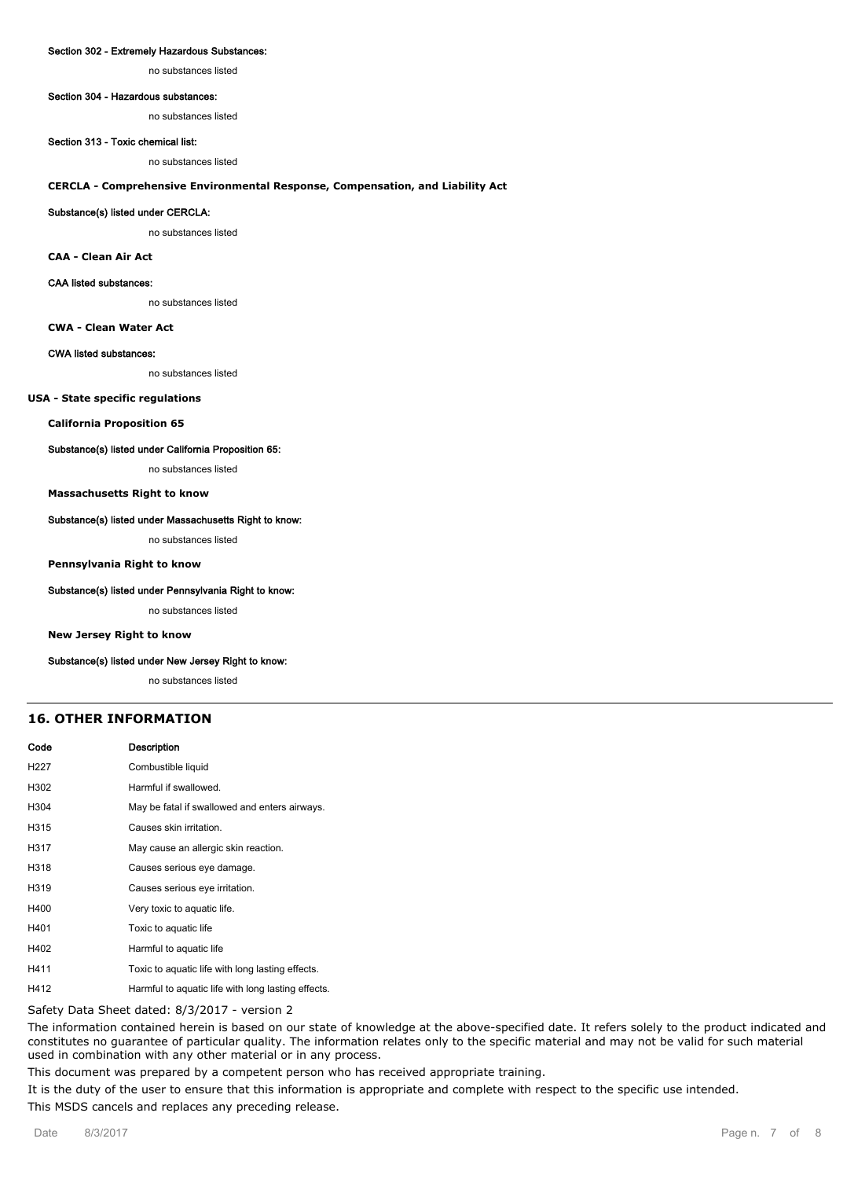**Section 302 - Extremely Hazardous Substances:**

no substances listed

**Section 304 - Hazardous substances:**

no substances listed

**Section 313 - Toxic chemical list:**

no substances listed

### CERCLA - Comprehensive Environmental Response, Compensation, and Liability Act

**Substance(s) listed under CERCLA:**

no substances listed

### CAA - Clean Air Act

**CAA listed substances:**

no substances listed

### CWA - Clean Water Act

**CWA listed substances:**

no substances listed

### USA - State specific regulations

### California Proposition 65

**Substance(s) listed under California Proposition 65:**

no substances listed

### Massachusetts Right to know

**Substance(s) listed under Massachusetts Right to know:**

no substances listed

### Pennsylvania Right to know

**Substance(s) listed under Pennsylvania Right to know:**

no substances listed

### New Jersey Right to know

**Substance(s) listed under New Jersey Right to know:**

no substances listed

## 16. OTHER INFORMATION

| Code | Description |
|---|---|
| H227 | Combustible liquid |
| H302 | Harmful if swallowed. |
| H304 | May be fatal if swallowed and enters airways. |
| H315 | Causes skin irritation. |
| H317 | May cause an allergic skin reaction. |
| H318 | Causes serious eye damage. |
| H319 | Causes serious eye irritation. |
| H400 | Very toxic to aquatic life. |
| H401 | Toxic to aquatic life |
| H402 | Harmful to aquatic life |
| H411 | Toxic to aquatic life with long lasting effects. |
| H412 | Harmful to aquatic life with long lasting effects. |

Safety Data Sheet dated: 8/3/2017 - version 2

The information contained herein is based on our state of knowledge at the above-specified date. It refers solely to the product indicated and constitutes no guarantee of particular quality. The information relates only to the specific material and may not be valid for such material used in combination with any other material or in any process.

This document was prepared by a competent person who has received appropriate training.

It is the duty of the user to ensure that this information is appropriate and complete with respect to the specific use intended.

This MSDS cancels and replaces any preceding release.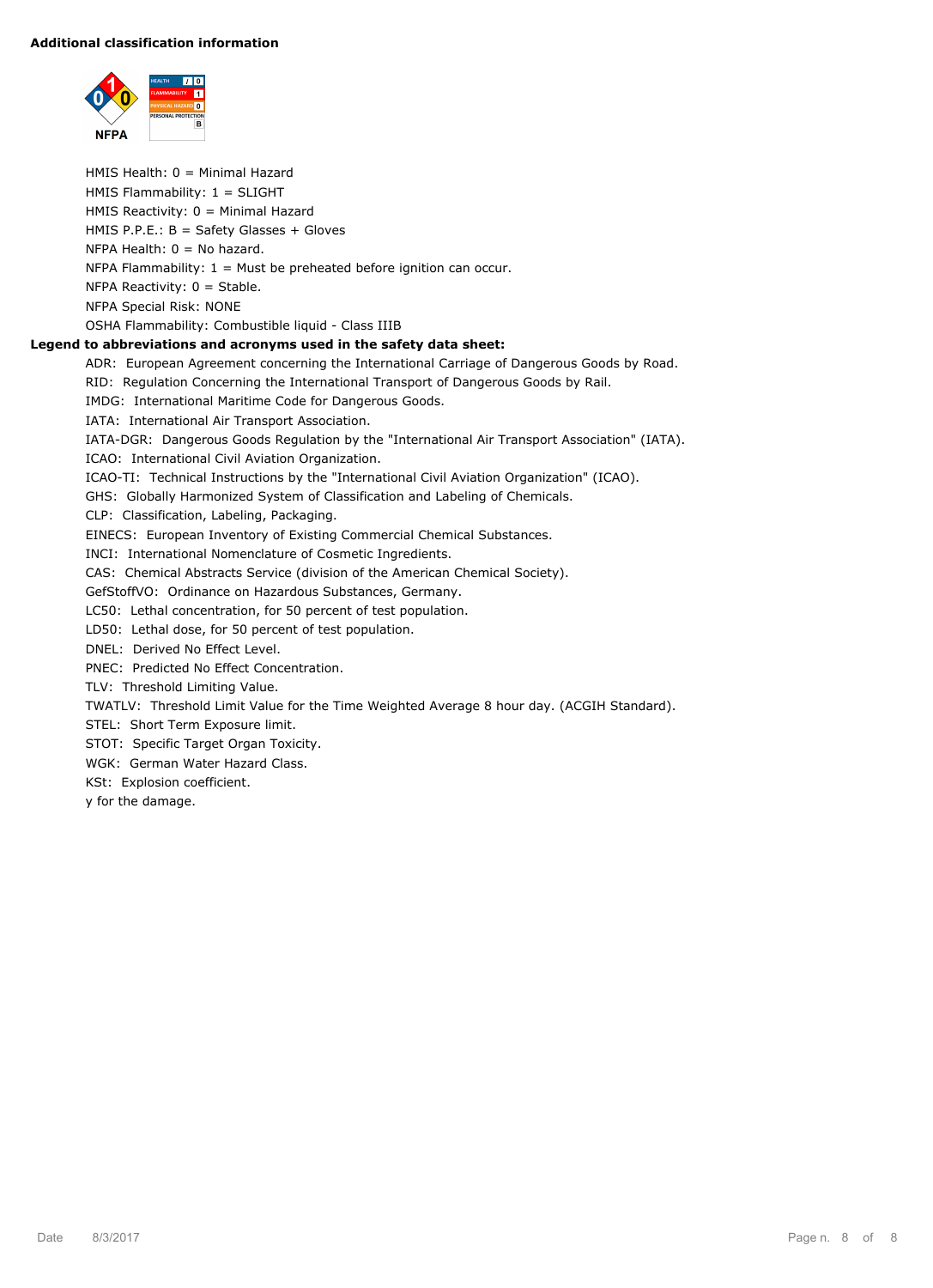**Additional classification information**

NFPA

HMIS Health: 0 = Minimal Hazard

HMIS Flammability: 1 = SLIGHT

HMIS Reactivity: 0 = Minimal Hazard

HMIS P.P.E.: B = Safety Glasses + Gloves

NFPA Health: 0 = No hazard.

NFPA Flammability: 1 = Must be preheated before ignition can occur.

NFPA Reactivity: 0 = Stable.

NFPA Special Risk: NONE

OSHA Flammability: Combustible liquid - Class IIIB

**Legend to abbreviations and acronyms used in the safety data sheet:**

ADR: European Agreement concerning the International Carriage of Dangerous Goods by Road.

RID: Regulation Concerning the International Transport of Dangerous Goods by Rail.

IMDG: International Maritime Code for Dangerous Goods.

IATA: International Air Transport Association.

IATA-DGR: Dangerous Goods Regulation by the "International Air Transport Association" (IATA).

ICAO: International Civil Aviation Organization.

ICAO-TI: Technical Instructions by the "International Civil Aviation Organization" (ICAO).

GHS: Globally Harmonized System of Classification and Labeling of Chemicals.

CLP: Classification, Labeling, Packaging.

EINECS: European Inventory of Existing Commercial Chemical Substances.

INCI: International Nomenclature of Cosmetic Ingredients.

CAS: Chemical Abstracts Service (division of the American Chemical Society).

GefStoffVO: Ordinance on Hazardous Substances, Germany.

LC50: Lethal concentration, for 50 percent of test population.

LD50: Lethal dose, for 50 percent of test population.

DNEL: Derived No Effect Level.

PNEC: Predicted No Effect Concentration.

TLV: Threshold Limiting Value.

TWATLV: Threshold Limit Value for the Time Weighted Average 8 hour day. (ACGIH Standard).

STEL: Short Term Exposure limit.

STOT: Specific Target Organ Toxicity.

WGK: German Water Hazard Class.

KSt: Explosion coefficient.

y for the damage.

Date 8/3/2017